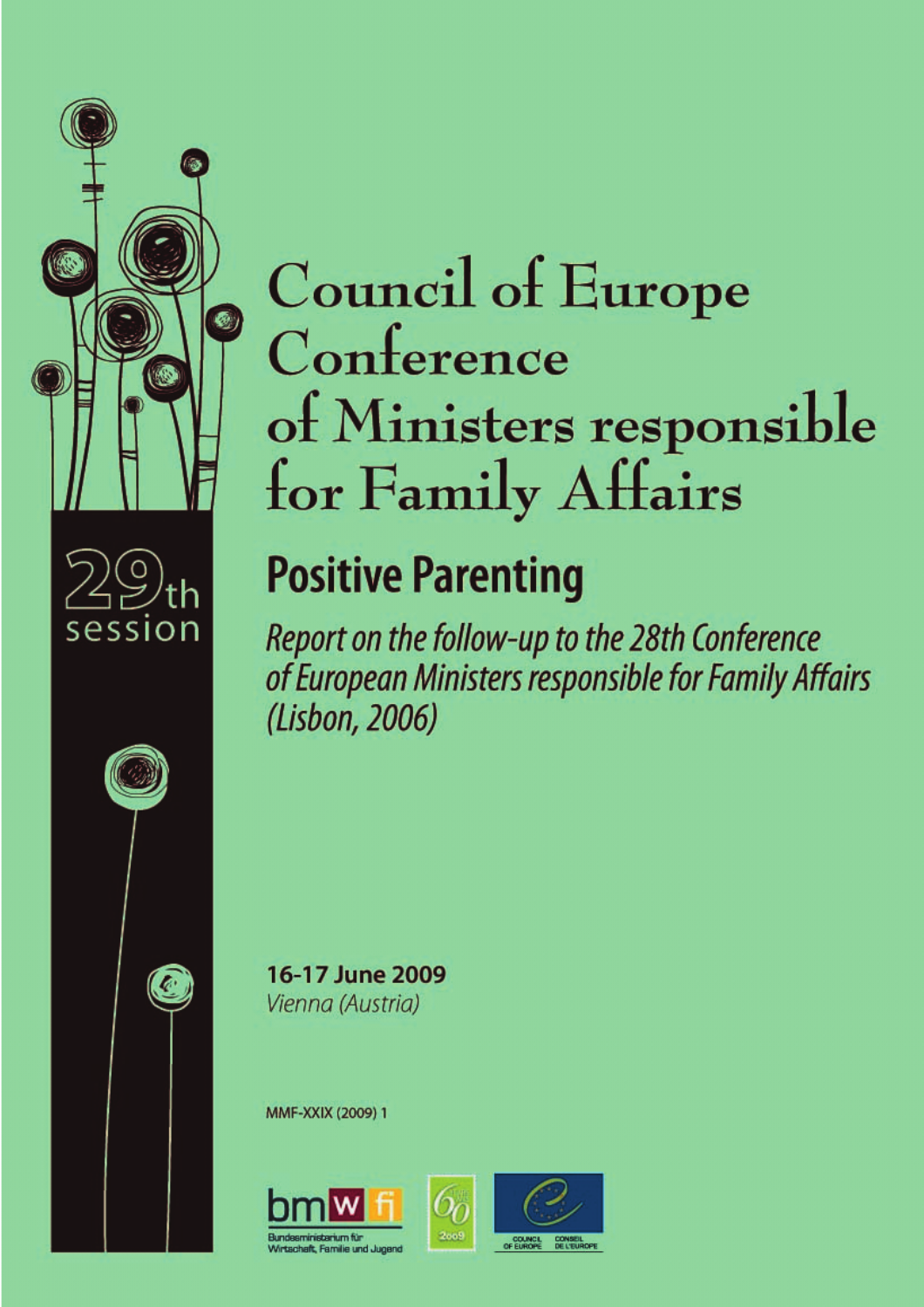29th session

# Council of Europe Conference of Ministers responsible for Family Affairs

## Positive Parenting

*Report on the follow-up to the 28th Conference of European Ministers responsible for Family Affairs (Lisbon, 2006)*

**16-17 June 2009**
*Vienna (Austria)*

MMF-XXIX (2009) 1

Bundesministerium für Wirtschaft, Familie und Jugend

COUNCIL OF EUROPE CONSEIL DE L'EUROPE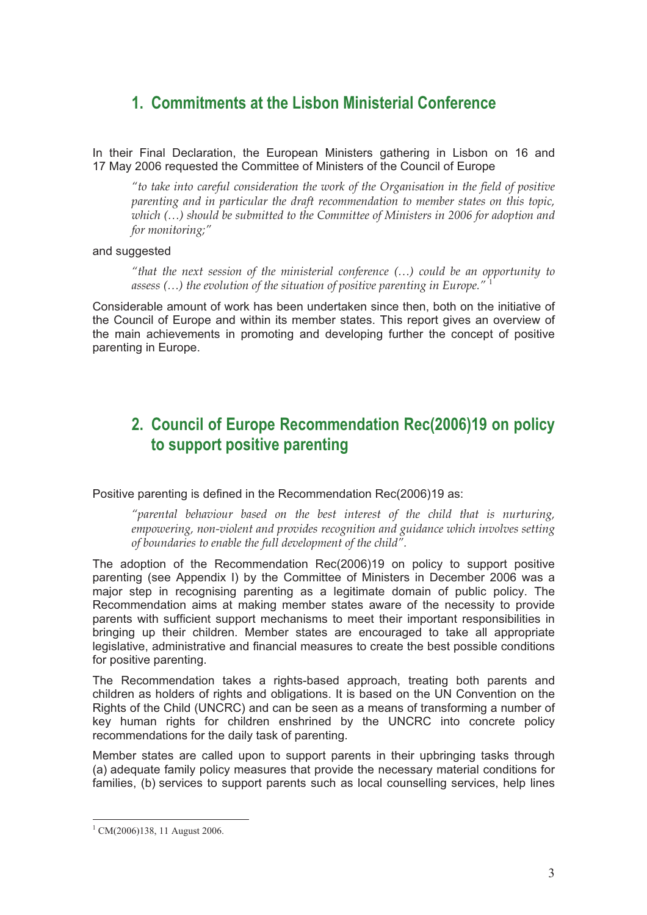# 1. Commitments at the Lisbon Ministerial Conference

In their Final Declaration, the European Ministers gathering in Lisbon on 16 and 17 May 2006 requested the Committee of Ministers of the Council of Europe

> *"to take into careful consideration the work of the Organisation in the field of positive parenting and in particular the draft recommendation to member states on this topic, which (…) should be submitted to the Committee of Ministers in 2006 for adoption and for monitoring;"*

and suggested

> *"that the next session of the ministerial conference (…) could be an opportunity to assess (…) the evolution of the situation of positive parenting in Europe."* [1]

Considerable amount of work has been undertaken since then, both on the initiative of the Council of Europe and within its member states. This report gives an overview of the main achievements in promoting and developing further the concept of positive parenting in Europe.

# 2. Council of Europe Recommendation Rec(2006)19 on policy to support positive parenting

Positive parenting is defined in the Recommendation Rec(2006)19 as:

> *"parental behaviour based on the best interest of the child that is nurturing, empowering, non-violent and provides recognition and guidance which involves setting of boundaries to enable the full development of the child".*

The adoption of the Recommendation Rec(2006)19 on policy to support positive parenting (see Appendix I) by the Committee of Ministers in December 2006 was a major step in recognising parenting as a legitimate domain of public policy. The Recommendation aims at making member states aware of the necessity to provide parents with sufficient support mechanisms to meet their important responsibilities in bringing up their children. Member states are encouraged to take all appropriate legislative, administrative and financial measures to create the best possible conditions for positive parenting.

The Recommendation takes a rights-based approach, treating both parents and children as holders of rights and obligations. It is based on the UN Convention on the Rights of the Child (UNCRC) and can be seen as a means of transforming a number of key human rights for children enshrined by the UNCRC into concrete policy recommendations for the daily task of parenting.

Member states are called upon to support parents in their upbringing tasks through (a) adequate family policy measures that provide the necessary material conditions for families, (b) services to support parents such as local counselling services, help lines

---

[1] CM(2006)138, 11 August 2006.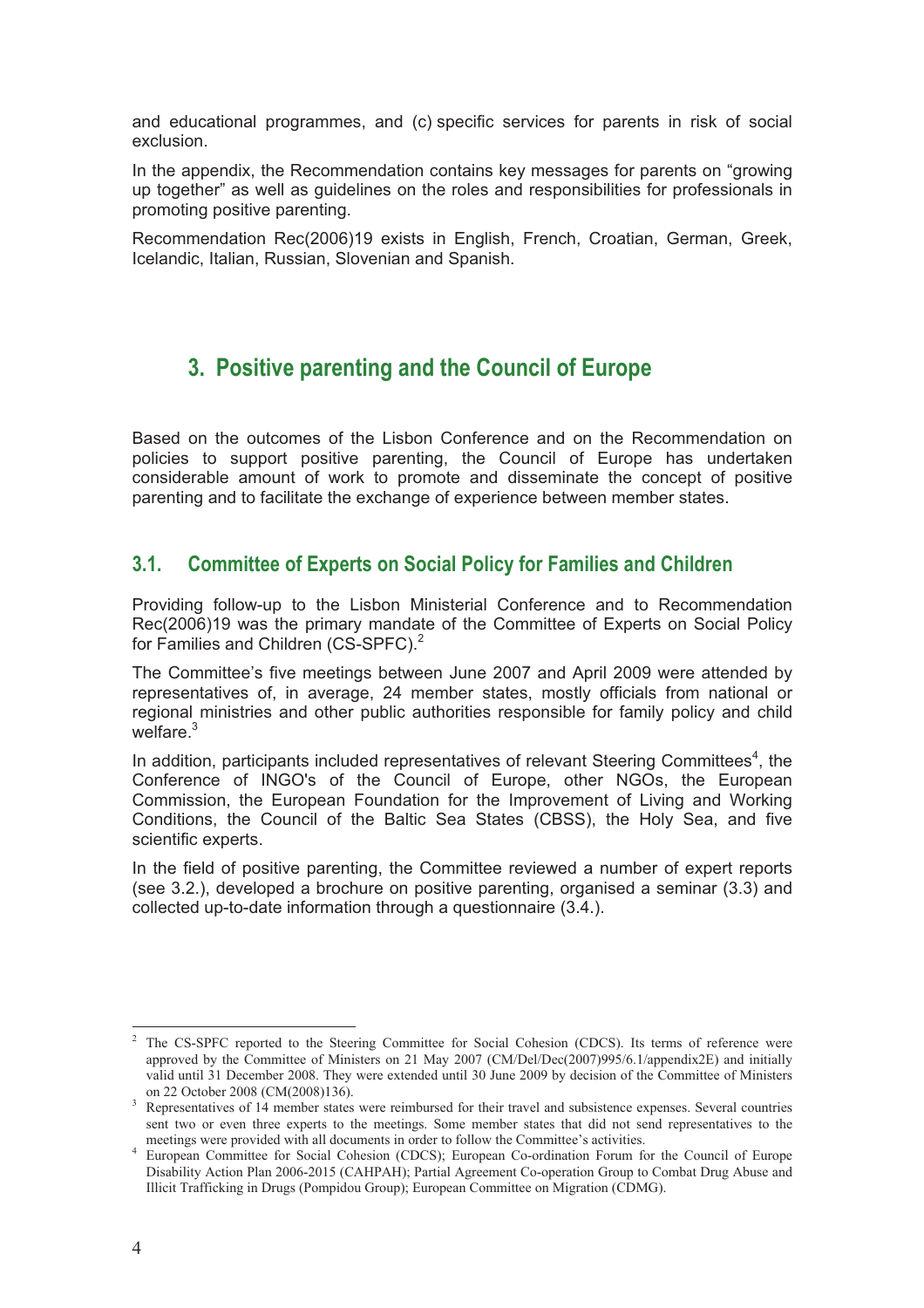and educational programmes, and (c) specific services for parents in risk of social exclusion.

In the appendix, the Recommendation contains key messages for parents on "growing up together" as well as guidelines on the roles and responsibilities for professionals in promoting positive parenting.

Recommendation Rec(2006)19 exists in English, French, Croatian, German, Greek, Icelandic, Italian, Russian, Slovenian and Spanish.

## 3. Positive parenting and the Council of Europe

Based on the outcomes of the Lisbon Conference and on the Recommendation on policies to support positive parenting, the Council of Europe has undertaken considerable amount of work to promote and disseminate the concept of positive parenting and to facilitate the exchange of experience between member states.

### 3.1. Committee of Experts on Social Policy for Families and Children

Providing follow-up to the Lisbon Ministerial Conference and to Recommendation Rec(2006)19 was the primary mandate of the Committee of Experts on Social Policy for Families and Children (CS-SPFC).[2]

The Committee's five meetings between June 2007 and April 2009 were attended by representatives of, in average, 24 member states, mostly officials from national or regional ministries and other public authorities responsible for family policy and child welfare.[3]

In addition, participants included representatives of relevant Steering Committees[4], the Conference of INGO's of the Council of Europe, other NGOs, the European Commission, the European Foundation for the Improvement of Living and Working Conditions, the Council of the Baltic Sea States (CBSS), the Holy Sea, and five scientific experts.

In the field of positive parenting, the Committee reviewed a number of expert reports (see 3.2.), developed a brochure on positive parenting, organised a seminar (3.3) and collected up-to-date information through a questionnaire (3.4.).

---

[2] The CS-SPFC reported to the Steering Committee for Social Cohesion (CDCS). Its terms of reference were approved by the Committee of Ministers on 21 May 2007 (CM/Del/Dec(2007)995/6.1/appendix2E) and initially valid until 31 December 2008. They were extended until 30 June 2009 by decision of the Committee of Ministers on 22 October 2008 (CM(2008)136).

[3] Representatives of 14 member states were reimbursed for their travel and subsistence expenses. Several countries sent two or even three experts to the meetings. Some member states that did not send representatives to the meetings were provided with all documents in order to follow the Committee's activities.

[4] European Committee for Social Cohesion (CDCS); European Co-ordination Forum for the Council of Europe Disability Action Plan 2006-2015 (CAHPAH); Partial Agreement Co-operation Group to Combat Drug Abuse and Illicit Trafficking in Drugs (Pompidou Group); European Committee on Migration (CDMG).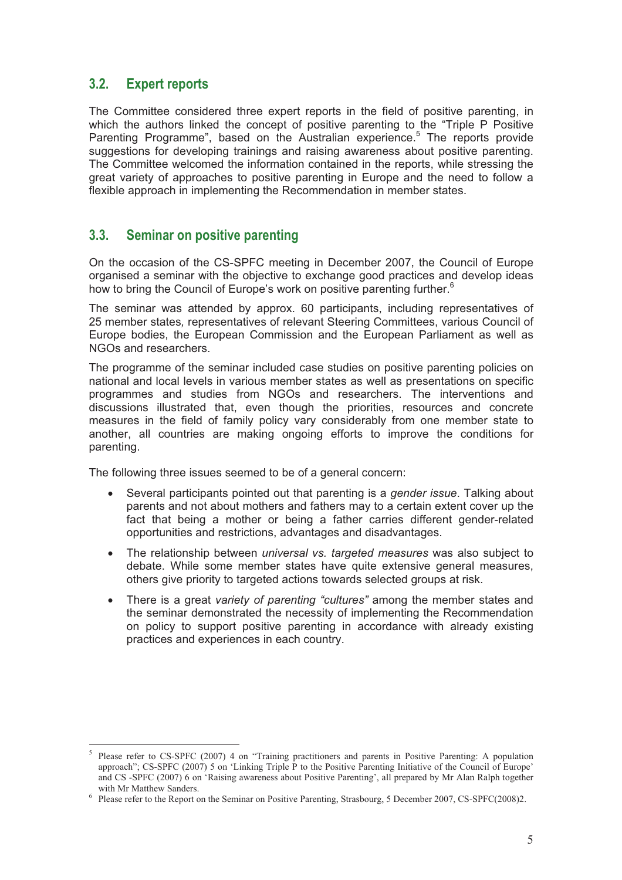## 3.2. Expert reports

The Committee considered three expert reports in the field of positive parenting, in which the authors linked the concept of positive parenting to the "Triple P Positive Parenting Programme", based on the Australian experience.[5] The reports provide suggestions for developing trainings and raising awareness about positive parenting. The Committee welcomed the information contained in the reports, while stressing the great variety of approaches to positive parenting in Europe and the need to follow a flexible approach in implementing the Recommendation in member states.

## 3.3. Seminar on positive parenting

On the occasion of the CS-SPFC meeting in December 2007, the Council of Europe organised a seminar with the objective to exchange good practices and develop ideas how to bring the Council of Europe's work on positive parenting further.[6]

The seminar was attended by approx. 60 participants, including representatives of 25 member states*,* representatives of relevant Steering Committees, various Council of Europe bodies, the European Commission and the European Parliament as well as NGOs and researchers.

The programme of the seminar included case studies on positive parenting policies on national and local levels in various member states as well as presentations on specific programmes and studies from NGOs and researchers. The interventions and discussions illustrated that, even though the priorities, resources and concrete measures in the field of family policy vary considerably from one member state to another, all countries are making ongoing efforts to improve the conditions for parenting.

The following three issues seemed to be of a general concern:

- Several participants pointed out that parenting is a *gender issue*. Talking about parents and not about mothers and fathers may to a certain extent cover up the fact that being a mother or being a father carries different gender-related opportunities and restrictions, advantages and disadvantages.
- The relationship between *universal vs. targeted measures* was also subject to debate. While some member states have quite extensive general measures, others give priority to targeted actions towards selected groups at risk.
- There is a great *variety of parenting "cultures"* among the member states and the seminar demonstrated the necessity of implementing the Recommendation on policy to support positive parenting in accordance with already existing practices and experiences in each country.

---

[5] Please refer to CS-SPFC (2007) 4 on "Training practitioners and parents in Positive Parenting: A population approach"; CS-SPFC (2007) 5 on 'Linking Triple P to the Positive Parenting Initiative of the Council of Europe' and CS -SPFC (2007) 6 on 'Raising awareness about Positive Parenting', all prepared by Mr Alan Ralph together with Mr Matthew Sanders.

[6] Please refer to the Report on the Seminar on Positive Parenting, Strasbourg, 5 December 2007, CS-SPFC(2008)2.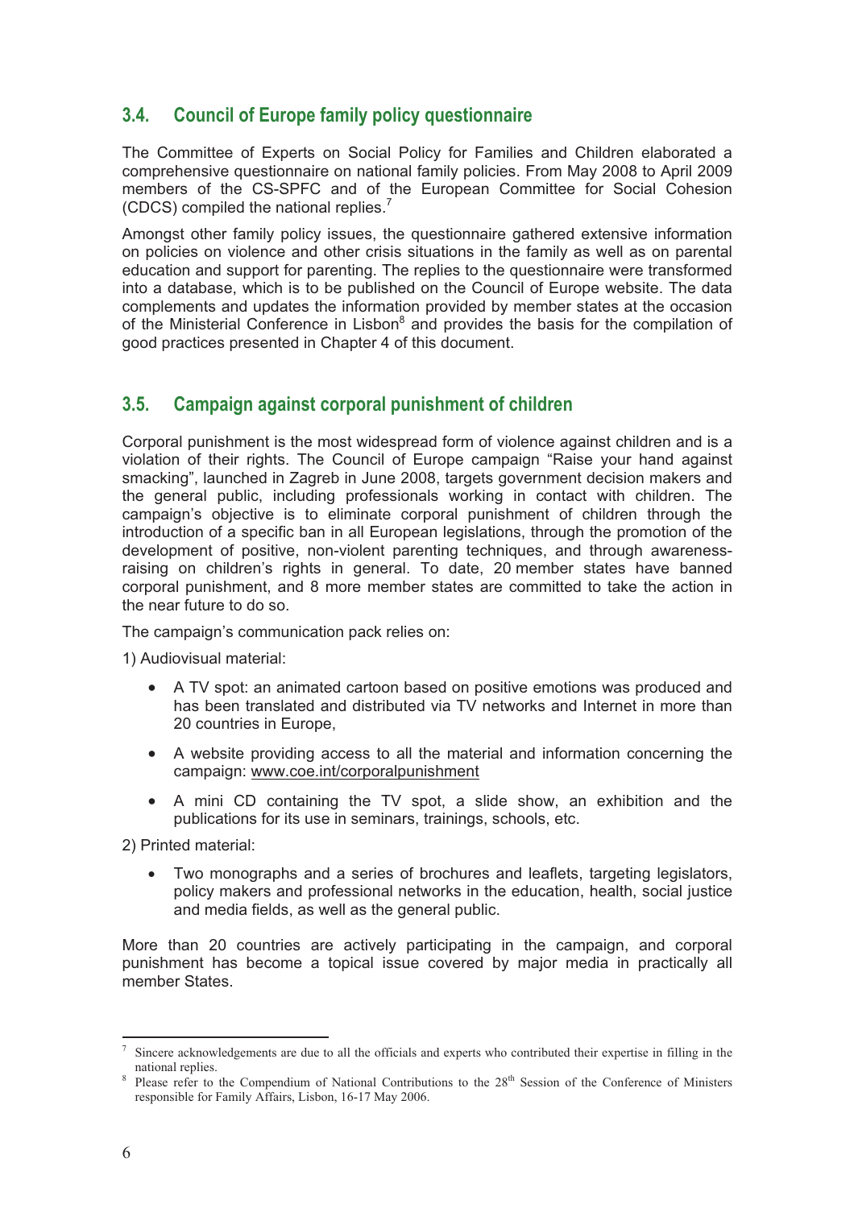## 3.4. Council of Europe family policy questionnaire

The Committee of Experts on Social Policy for Families and Children elaborated a comprehensive questionnaire on national family policies. From May 2008 to April 2009 members of the CS-SPFC and of the European Committee for Social Cohesion (CDCS) compiled the national replies.[7]

Amongst other family policy issues, the questionnaire gathered extensive information on policies on violence and other crisis situations in the family as well as on parental education and support for parenting. The replies to the questionnaire were transformed into a database, which is to be published on the Council of Europe website. The data complements and updates the information provided by member states at the occasion of the Ministerial Conference in Lisbon[8] and provides the basis for the compilation of good practices presented in Chapter 4 of this document.

## 3.5. Campaign against corporal punishment of children

Corporal punishment is the most widespread form of violence against children and is a violation of their rights. The Council of Europe campaign "Raise your hand against smacking", launched in Zagreb in June 2008, targets government decision makers and the general public, including professionals working in contact with children. The campaign's objective is to eliminate corporal punishment of children through the introduction of a specific ban in all European legislations, through the promotion of the development of positive, non-violent parenting techniques, and through awareness-raising on children's rights in general. To date, 20 member states have banned corporal punishment, and 8 more member states are committed to take the action in the near future to do so.

The campaign's communication pack relies on:

1) Audiovisual material:

- A TV spot: an animated cartoon based on positive emotions was produced and has been translated and distributed via TV networks and Internet in more than 20 countries in Europe,
- A website providing access to all the material and information concerning the campaign: www.coe.int/corporalpunishment
- A mini CD containing the TV spot, a slide show, an exhibition and the publications for its use in seminars, trainings, schools, etc.

2) Printed material:

- Two monographs and a series of brochures and leaflets, targeting legislators, policy makers and professional networks in the education, health, social justice and media fields, as well as the general public.

More than 20 countries are actively participating in the campaign, and corporal punishment has become a topical issue covered by major media in practically all member States.

---

[7] Sincere acknowledgements are due to all the officials and experts who contributed their expertise in filling in the national replies.

[8] Please refer to the Compendium of National Contributions to the 28th Session of the Conference of Ministers responsible for Family Affairs, Lisbon, 16-17 May 2006.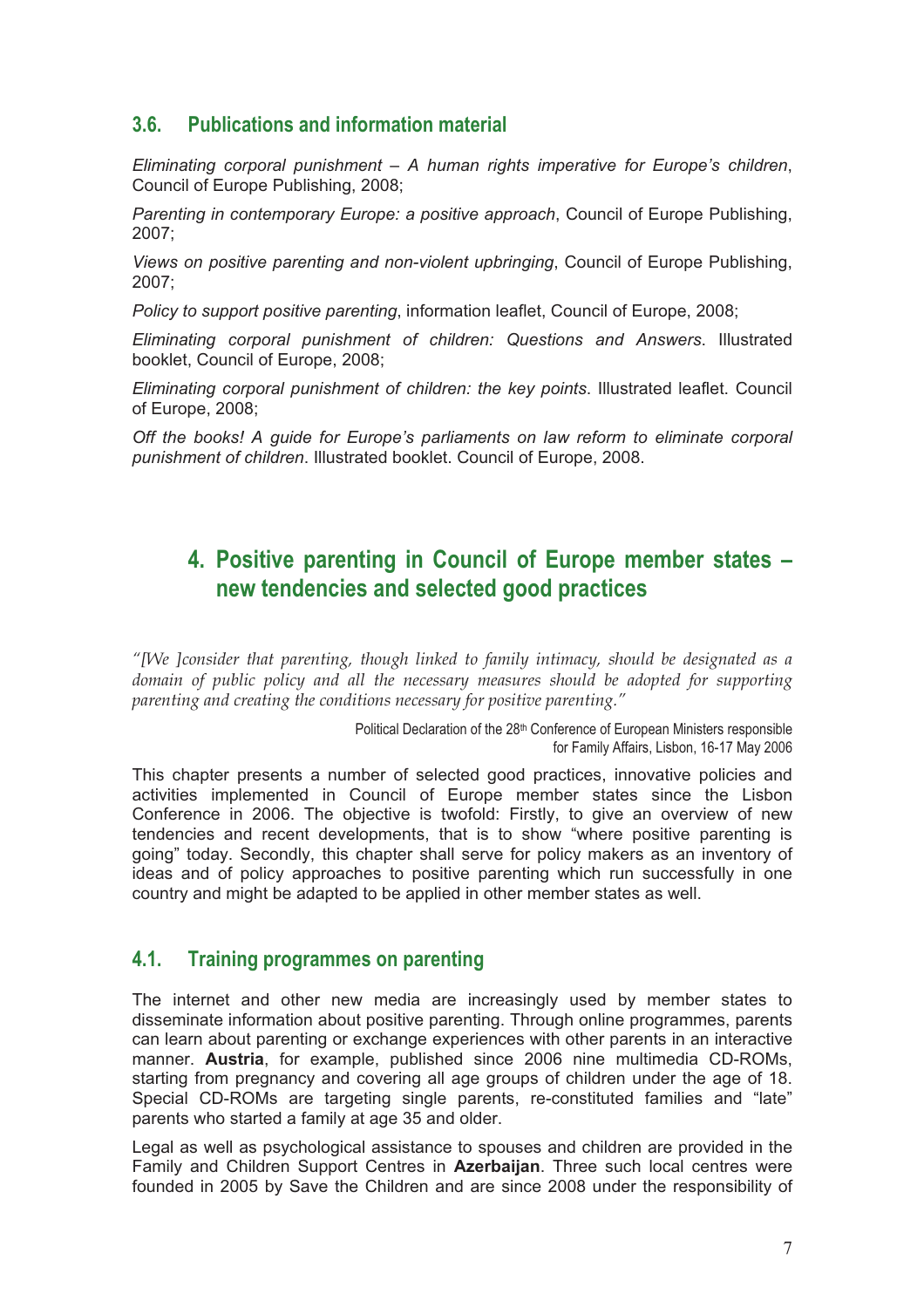### 3.6. Publications and information material

*Eliminating corporal punishment – A human rights imperative for Europe's children*, Council of Europe Publishing, 2008;

*Parenting in contemporary Europe: a positive approach*, Council of Europe Publishing, 2007;

*Views on positive parenting and non-violent upbringing*, Council of Europe Publishing, 2007;

*Policy to support positive parenting*, information leaflet, Council of Europe, 2008;

*Eliminating corporal punishment of children: Questions and Answers*. Illustrated booklet, Council of Europe, 2008;

*Eliminating corporal punishment of children: the key points*. Illustrated leaflet. Council of Europe, 2008;

*Off the books! A guide for Europe's parliaments on law reform to eliminate corporal punishment of children*. Illustrated booklet. Council of Europe, 2008.

## 4. Positive parenting in Council of Europe member states – new tendencies and selected good practices

*"[We ]consider that parenting, though linked to family intimacy, should be designated as a domain of public policy and all the necessary measures should be adopted for supporting parenting and creating the conditions necessary for positive parenting."*

Political Declaration of the 28th Conference of European Ministers responsible for Family Affairs, Lisbon, 16-17 May 2006

This chapter presents a number of selected good practices, innovative policies and activities implemented in Council of Europe member states since the Lisbon Conference in 2006. The objective is twofold: Firstly, to give an overview of new tendencies and recent developments, that is to show "where positive parenting is going" today. Secondly, this chapter shall serve for policy makers as an inventory of ideas and of policy approaches to positive parenting which run successfully in one country and might be adapted to be applied in other member states as well.

### 4.1. Training programmes on parenting

The internet and other new media are increasingly used by member states to disseminate information about positive parenting. Through online programmes, parents can learn about parenting or exchange experiences with other parents in an interactive manner. **Austria**, for example, published since 2006 nine multimedia CD-ROMs, starting from pregnancy and covering all age groups of children under the age of 18. Special CD-ROMs are targeting single parents, re-constituted families and "late" parents who started a family at age 35 and older.

Legal as well as psychological assistance to spouses and children are provided in the Family and Children Support Centres in **Azerbaijan**. Three such local centres were founded in 2005 by Save the Children and are since 2008 under the responsibility of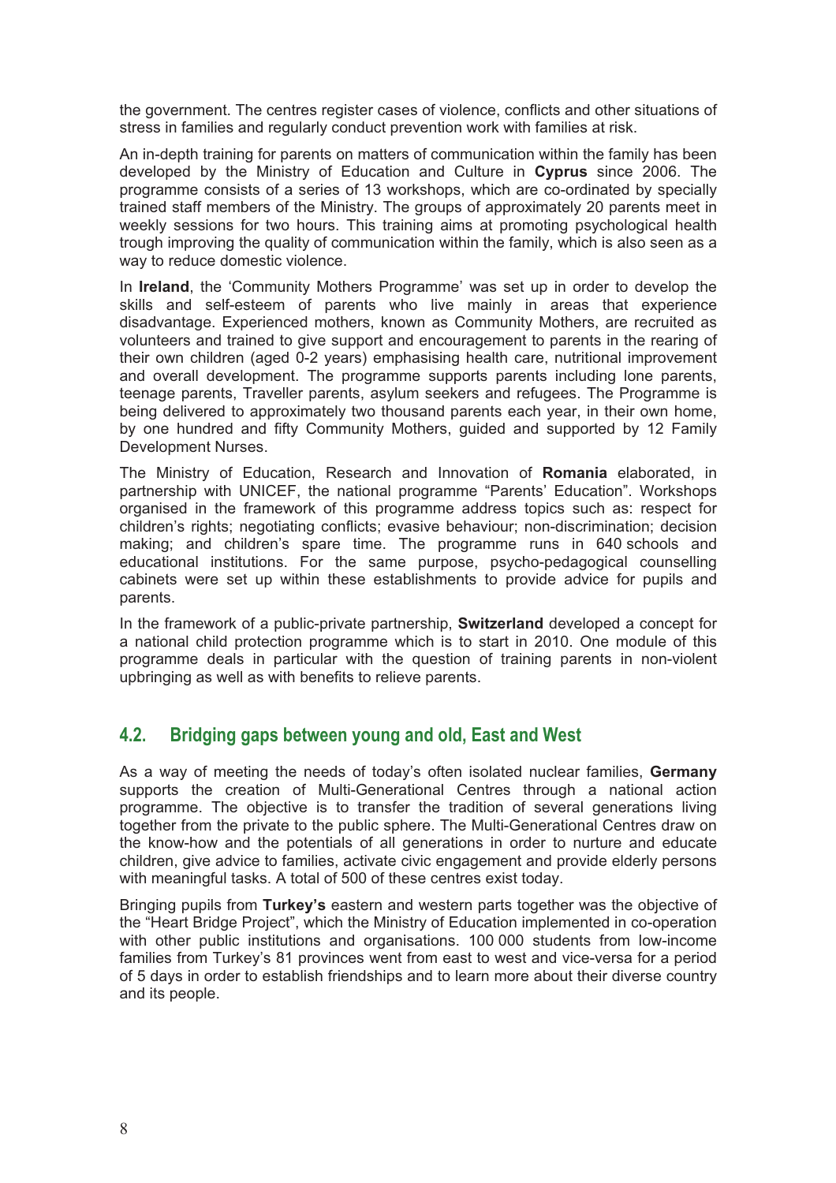the government. The centres register cases of violence, conflicts and other situations of stress in families and regularly conduct prevention work with families at risk.

An in-depth training for parents on matters of communication within the family has been developed by the Ministry of Education and Culture in **Cyprus** since 2006. The programme consists of a series of 13 workshops, which are co-ordinated by specially trained staff members of the Ministry. The groups of approximately 20 parents meet in weekly sessions for two hours. This training aims at promoting psychological health trough improving the quality of communication within the family, which is also seen as a way to reduce domestic violence.

In **Ireland**, the 'Community Mothers Programme' was set up in order to develop the skills and self-esteem of parents who live mainly in areas that experience disadvantage. Experienced mothers, known as Community Mothers, are recruited as volunteers and trained to give support and encouragement to parents in the rearing of their own children (aged 0-2 years) emphasising health care, nutritional improvement and overall development. The programme supports parents including lone parents, teenage parents, Traveller parents, asylum seekers and refugees. The Programme is being delivered to approximately two thousand parents each year, in their own home, by one hundred and fifty Community Mothers, guided and supported by 12 Family Development Nurses.

The Ministry of Education, Research and Innovation of **Romania** elaborated, in partnership with UNICEF, the national programme "Parents' Education". Workshops organised in the framework of this programme address topics such as: respect for children's rights; negotiating conflicts; evasive behaviour; non-discrimination; decision making; and children's spare time. The programme runs in 640 schools and educational institutions. For the same purpose, psycho-pedagogical counselling cabinets were set up within these establishments to provide advice for pupils and parents.

In the framework of a public-private partnership, **Switzerland** developed a concept for a national child protection programme which is to start in 2010. One module of this programme deals in particular with the question of training parents in non-violent upbringing as well as with benefits to relieve parents.

## 4.2. Bridging gaps between young and old, East and West

As a way of meeting the needs of today's often isolated nuclear families, **Germany** supports the creation of Multi-Generational Centres through a national action programme. The objective is to transfer the tradition of several generations living together from the private to the public sphere. The Multi-Generational Centres draw on the know-how and the potentials of all generations in order to nurture and educate children, give advice to families, activate civic engagement and provide elderly persons with meaningful tasks. A total of 500 of these centres exist today.

Bringing pupils from **Turkey's** eastern and western parts together was the objective of the "Heart Bridge Project", which the Ministry of Education implemented in co-operation with other public institutions and organisations. 100 000 students from low-income families from Turkey's 81 provinces went from east to west and vice-versa for a period of 5 days in order to establish friendships and to learn more about their diverse country and its people.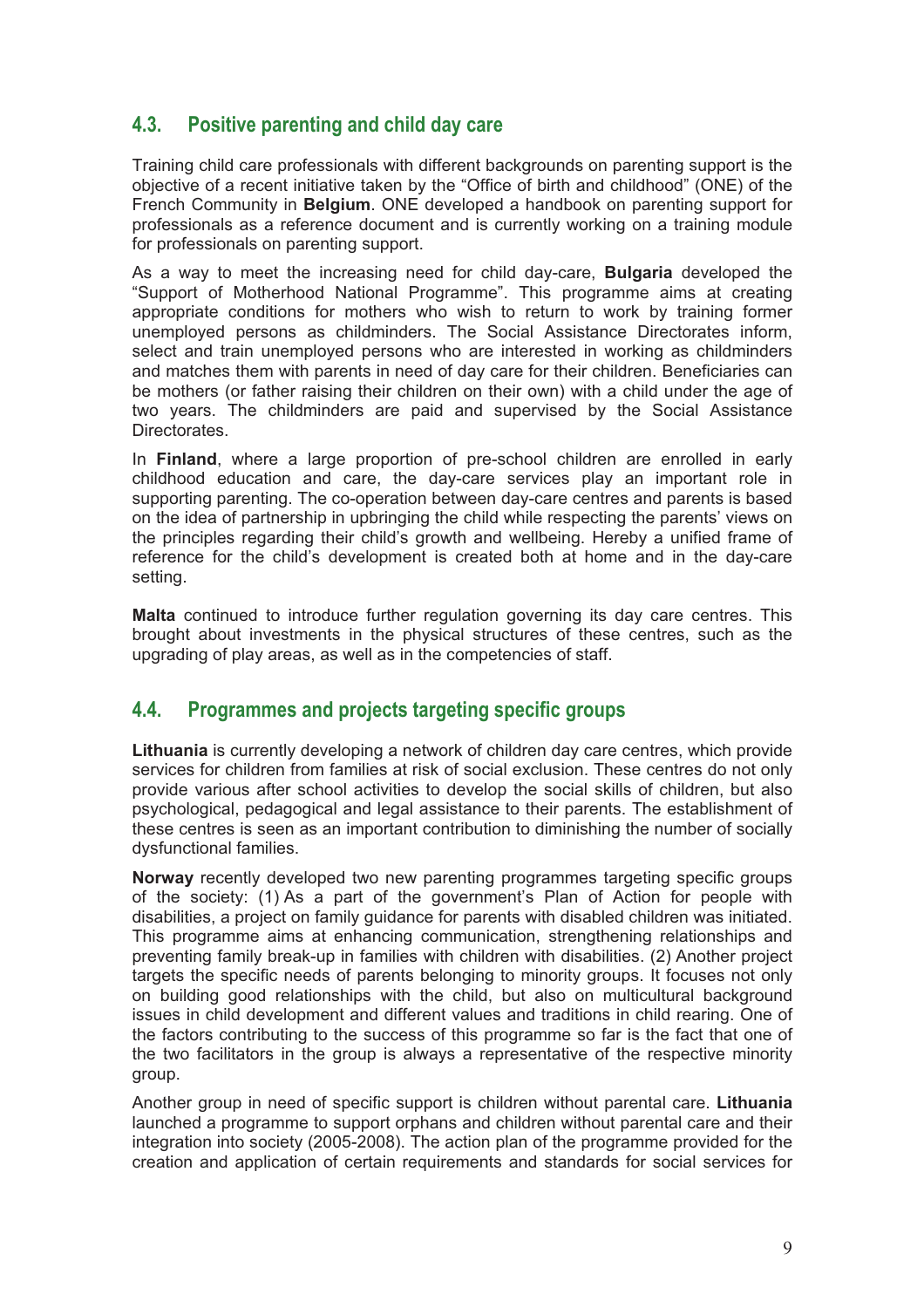## 4.3. Positive parenting and child day care

Training child care professionals with different backgrounds on parenting support is the objective of a recent initiative taken by the "Office of birth and childhood" (ONE) of the French Community in **Belgium**. ONE developed a handbook on parenting support for professionals as a reference document and is currently working on a training module for professionals on parenting support.

As a way to meet the increasing need for child day-care, **Bulgaria** developed the "Support of Motherhood National Programme". This programme aims at creating appropriate conditions for mothers who wish to return to work by training former unemployed persons as childminders. The Social Assistance Directorates inform, select and train unemployed persons who are interested in working as childminders and matches them with parents in need of day care for their children. Beneficiaries can be mothers (or father raising their children on their own) with a child under the age of two years. The childminders are paid and supervised by the Social Assistance Directorates.

In **Finland**, where a large proportion of pre-school children are enrolled in early childhood education and care, the day-care services play an important role in supporting parenting. The co-operation between day-care centres and parents is based on the idea of partnership in upbringing the child while respecting the parents' views on the principles regarding their child's growth and wellbeing. Hereby a unified frame of reference for the child's development is created both at home and in the day-care setting.

**Malta** continued to introduce further regulation governing its day care centres. This brought about investments in the physical structures of these centres, such as the upgrading of play areas, as well as in the competencies of staff.

## 4.4. Programmes and projects targeting specific groups

**Lithuania** is currently developing a network of children day care centres, which provide services for children from families at risk of social exclusion. These centres do not only provide various after school activities to develop the social skills of children, but also psychological, pedagogical and legal assistance to their parents. The establishment of these centres is seen as an important contribution to diminishing the number of socially dysfunctional families.

**Norway** recently developed two new parenting programmes targeting specific groups of the society: (1) As a part of the government's Plan of Action for people with disabilities, a project on family guidance for parents with disabled children was initiated. This programme aims at enhancing communication, strengthening relationships and preventing family break-up in families with children with disabilities. (2) Another project targets the specific needs of parents belonging to minority groups. It focuses not only on building good relationships with the child, but also on multicultural background issues in child development and different values and traditions in child rearing. One of the factors contributing to the success of this programme so far is the fact that one of the two facilitators in the group is always a representative of the respective minority group.

Another group in need of specific support is children without parental care. **Lithuania** launched a programme to support orphans and children without parental care and their integration into society (2005-2008). The action plan of the programme provided for the creation and application of certain requirements and standards for social services for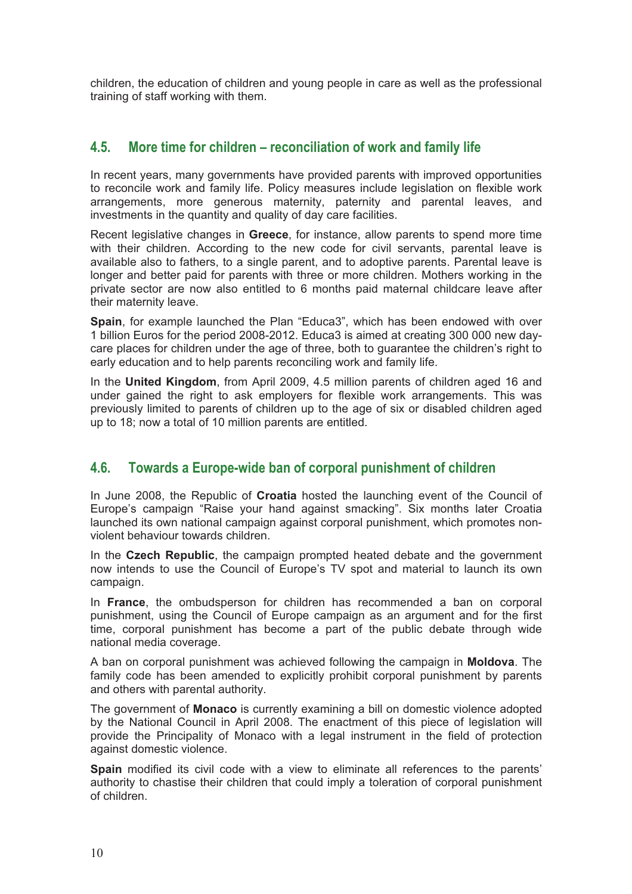children, the education of children and young people in care as well as the professional training of staff working with them.

## 4.5. More time for children – reconciliation of work and family life

In recent years, many governments have provided parents with improved opportunities to reconcile work and family life. Policy measures include legislation on flexible work arrangements, more generous maternity, paternity and parental leaves, and investments in the quantity and quality of day care facilities.

Recent legislative changes in **Greece**, for instance, allow parents to spend more time with their children. According to the new code for civil servants, parental leave is available also to fathers, to a single parent, and to adoptive parents. Parental leave is longer and better paid for parents with three or more children. Mothers working in the private sector are now also entitled to 6 months paid maternal childcare leave after their maternity leave.

**Spain**, for example launched the Plan "Educa3", which has been endowed with over 1 billion Euros for the period 2008-2012. Educa3 is aimed at creating 300 000 new day-care places for children under the age of three, both to guarantee the children's right to early education and to help parents reconciling work and family life.

In the **United Kingdom**, from April 2009, 4.5 million parents of children aged 16 and under gained the right to ask employers for flexible work arrangements. This was previously limited to parents of children up to the age of six or disabled children aged up to 18; now a total of 10 million parents are entitled.

## 4.6. Towards a Europe-wide ban of corporal punishment of children

In June 2008, the Republic of **Croatia** hosted the launching event of the Council of Europe's campaign "Raise your hand against smacking". Six months later Croatia launched its own national campaign against corporal punishment, which promotes non-violent behaviour towards children.

In the **Czech Republic**, the campaign prompted heated debate and the government now intends to use the Council of Europe's TV spot and material to launch its own campaign.

In **France**, the ombudsperson for children has recommended a ban on corporal punishment, using the Council of Europe campaign as an argument and for the first time, corporal punishment has become a part of the public debate through wide national media coverage.

A ban on corporal punishment was achieved following the campaign in **Moldova**. The family code has been amended to explicitly prohibit corporal punishment by parents and others with parental authority.

The government of **Monaco** is currently examining a bill on domestic violence adopted by the National Council in April 2008. The enactment of this piece of legislation will provide the Principality of Monaco with a legal instrument in the field of protection against domestic violence.

**Spain** modified its civil code with a view to eliminate all references to the parents' authority to chastise their children that could imply a toleration of corporal punishment of children.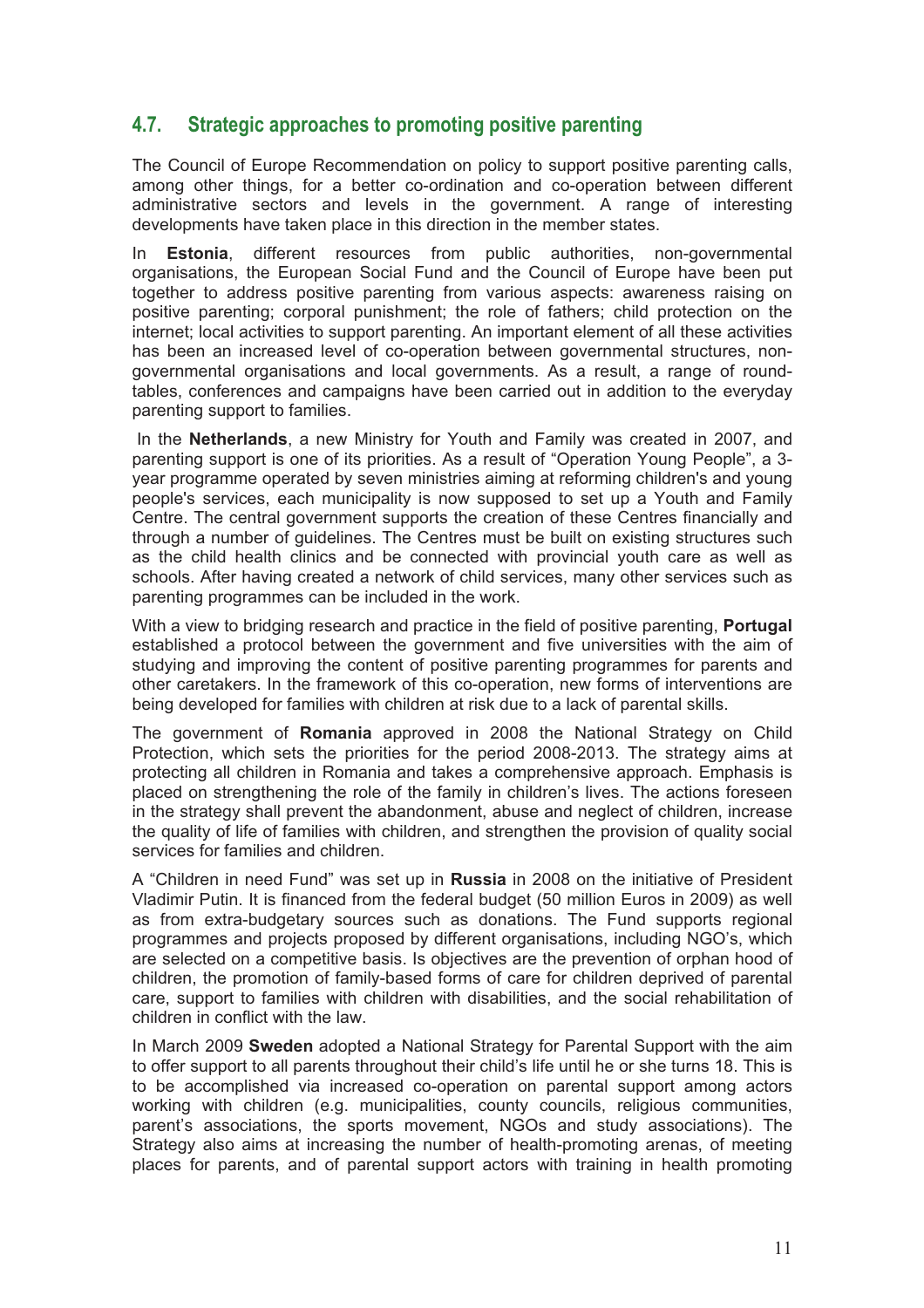## 4.7. Strategic approaches to promoting positive parenting

The Council of Europe Recommendation on policy to support positive parenting calls, among other things, for a better co-ordination and co-operation between different administrative sectors and levels in the government. A range of interesting developments have taken place in this direction in the member states.

In **Estonia**, different resources from public authorities, non-governmental organisations, the European Social Fund and the Council of Europe have been put together to address positive parenting from various aspects: awareness raising on positive parenting; corporal punishment; the role of fathers; child protection on the internet; local activities to support parenting. An important element of all these activities has been an increased level of co-operation between governmental structures, non-governmental organisations and local governments. As a result, a range of round-tables, conferences and campaigns have been carried out in addition to the everyday parenting support to families.

In the **Netherlands**, a new Ministry for Youth and Family was created in 2007, and parenting support is one of its priorities. As a result of "Operation Young People", a 3-year programme operated by seven ministries aiming at reforming children's and young people's services, each municipality is now supposed to set up a Youth and Family Centre. The central government supports the creation of these Centres financially and through a number of guidelines. The Centres must be built on existing structures such as the child health clinics and be connected with provincial youth care as well as schools. After having created a network of child services, many other services such as parenting programmes can be included in the work.

With a view to bridging research and practice in the field of positive parenting, **Portugal** established a protocol between the government and five universities with the aim of studying and improving the content of positive parenting programmes for parents and other caretakers. In the framework of this co-operation, new forms of interventions are being developed for families with children at risk due to a lack of parental skills.

The government of **Romania** approved in 2008 the National Strategy on Child Protection, which sets the priorities for the period 2008-2013. The strategy aims at protecting all children in Romania and takes a comprehensive approach. Emphasis is placed on strengthening the role of the family in children's lives. The actions foreseen in the strategy shall prevent the abandonment, abuse and neglect of children, increase the quality of life of families with children, and strengthen the provision of quality social services for families and children.

A "Children in need Fund" was set up in **Russia** in 2008 on the initiative of President Vladimir Putin. It is financed from the federal budget (50 million Euros in 2009) as well as from extra-budgetary sources such as donations. The Fund supports regional programmes and projects proposed by different organisations, including NGO's, which are selected on a competitive basis. Is objectives are the prevention of orphan hood of children, the promotion of family-based forms of care for children deprived of parental care, support to families with children with disabilities, and the social rehabilitation of children in conflict with the law.

In March 2009 **Sweden** adopted a National Strategy for Parental Support with the aim to offer support to all parents throughout their child's life until he or she turns 18. This is to be accomplished via increased co-operation on parental support among actors working with children (e.g. municipalities, county councils, religious communities, parent's associations, the sports movement, NGOs and study associations). The Strategy also aims at increasing the number of health-promoting arenas, of meeting places for parents, and of parental support actors with training in health promoting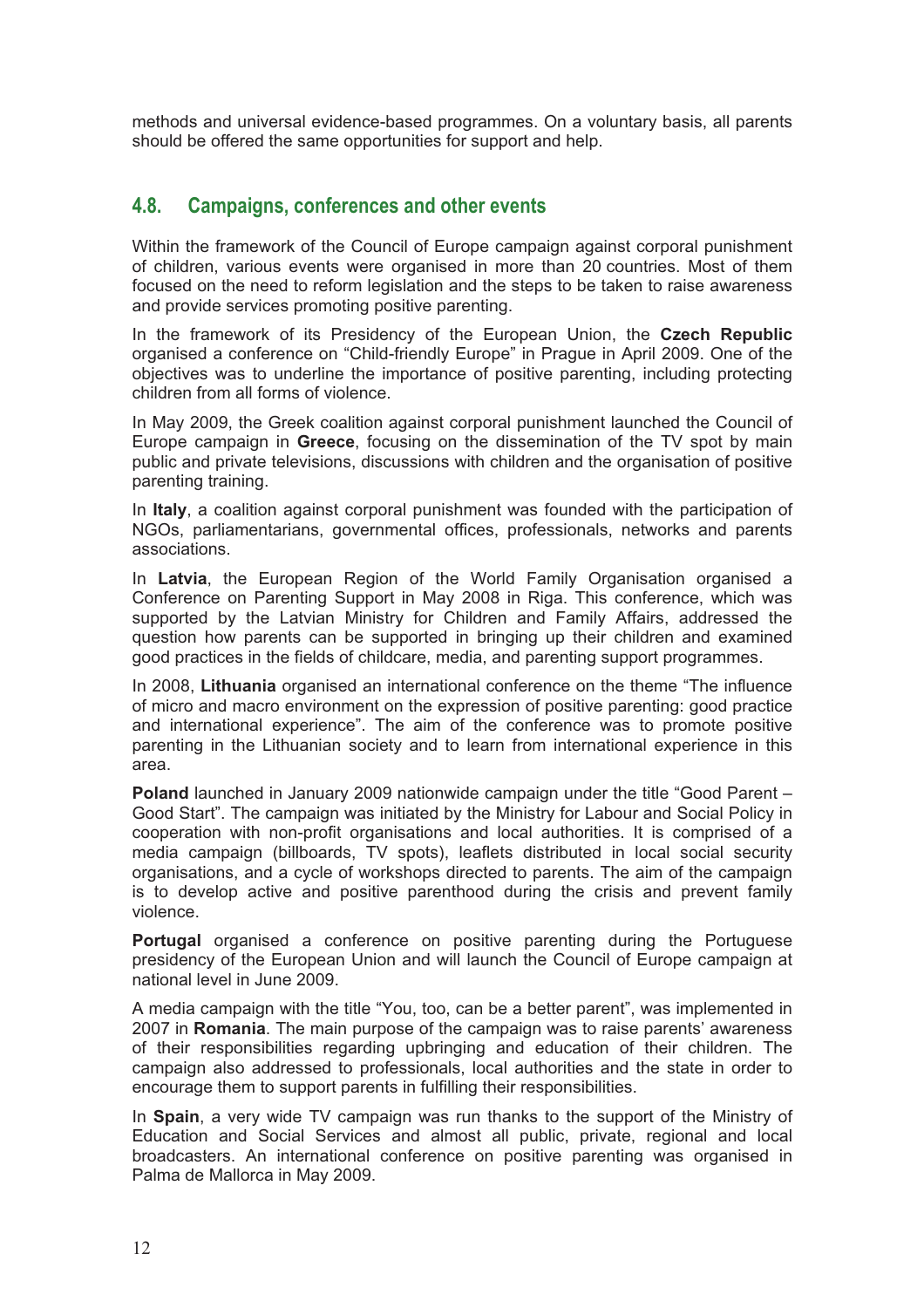methods and universal evidence-based programmes. On a voluntary basis, all parents should be offered the same opportunities for support and help.

## 4.8. Campaigns, conferences and other events

Within the framework of the Council of Europe campaign against corporal punishment of children, various events were organised in more than 20 countries. Most of them focused on the need to reform legislation and the steps to be taken to raise awareness and provide services promoting positive parenting.

In the framework of its Presidency of the European Union, the **Czech Republic** organised a conference on "Child-friendly Europe" in Prague in April 2009. One of the objectives was to underline the importance of positive parenting, including protecting children from all forms of violence.

In May 2009, the Greek coalition against corporal punishment launched the Council of Europe campaign in **Greece**, focusing on the dissemination of the TV spot by main public and private televisions, discussions with children and the organisation of positive parenting training.

In **Italy**, a coalition against corporal punishment was founded with the participation of NGOs, parliamentarians, governmental offices, professionals, networks and parents associations.

In **Latvia**, the European Region of the World Family Organisation organised a Conference on Parenting Support in May 2008 in Riga. This conference, which was supported by the Latvian Ministry for Children and Family Affairs, addressed the question how parents can be supported in bringing up their children and examined good practices in the fields of childcare, media, and parenting support programmes.

In 2008, **Lithuania** organised an international conference on the theme "The influence of micro and macro environment on the expression of positive parenting: good practice and international experience". The aim of the conference was to promote positive parenting in the Lithuanian society and to learn from international experience in this area.

**Poland** launched in January 2009 nationwide campaign under the title "Good Parent – Good Start". The campaign was initiated by the Ministry for Labour and Social Policy in cooperation with non-profit organisations and local authorities. It is comprised of a media campaign (billboards, TV spots), leaflets distributed in local social security organisations, and a cycle of workshops directed to parents. The aim of the campaign is to develop active and positive parenthood during the crisis and prevent family violence.

**Portugal** organised a conference on positive parenting during the Portuguese presidency of the European Union and will launch the Council of Europe campaign at national level in June 2009.

A media campaign with the title "You, too, can be a better parent", was implemented in 2007 in **Romania**. The main purpose of the campaign was to raise parents' awareness of their responsibilities regarding upbringing and education of their children. The campaign also addressed to professionals, local authorities and the state in order to encourage them to support parents in fulfilling their responsibilities.

In **Spain**, a very wide TV campaign was run thanks to the support of the Ministry of Education and Social Services and almost all public, private, regional and local broadcasters. An international conference on positive parenting was organised in Palma de Mallorca in May 2009.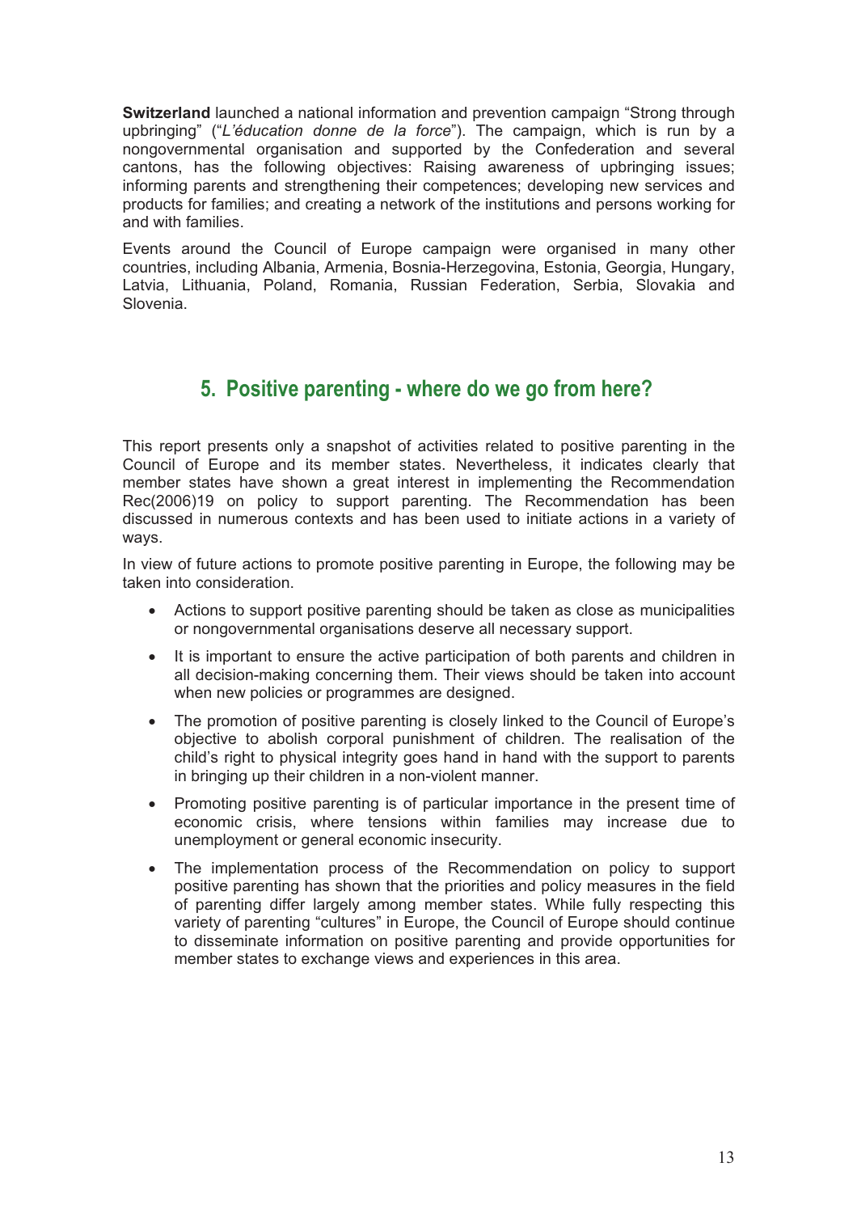**Switzerland** launched a national information and prevention campaign “Strong through upbringing” (“*L’éducation donne de la force*”). The campaign, which is run by a nongovernmental organisation and supported by the Confederation and several cantons, has the following objectives: Raising awareness of upbringing issues; informing parents and strengthening their competences; developing new services and products for families; and creating a network of the institutions and persons working for and with families.

Events around the Council of Europe campaign were organised in many other countries, including Albania, Armenia, Bosnia-Herzegovina, Estonia, Georgia, Hungary, Latvia, Lithuania, Poland, Romania, Russian Federation, Serbia, Slovakia and Slovenia.

## 5. Positive parenting - where do we go from here?

This report presents only a snapshot of activities related to positive parenting in the Council of Europe and its member states. Nevertheless, it indicates clearly that member states have shown a great interest in implementing the Recommendation Rec(2006)19 on policy to support parenting. The Recommendation has been discussed in numerous contexts and has been used to initiate actions in a variety of ways.

In view of future actions to promote positive parenting in Europe, the following may be taken into consideration.

- Actions to support positive parenting should be taken as close as municipalities or nongovernmental organisations deserve all necessary support.
- It is important to ensure the active participation of both parents and children in all decision-making concerning them. Their views should be taken into account when new policies or programmes are designed.
- The promotion of positive parenting is closely linked to the Council of Europe’s objective to abolish corporal punishment of children. The realisation of the child’s right to physical integrity goes hand in hand with the support to parents in bringing up their children in a non-violent manner.
- Promoting positive parenting is of particular importance in the present time of economic crisis, where tensions within families may increase due to unemployment or general economic insecurity.
- The implementation process of the Recommendation on policy to support positive parenting has shown that the priorities and policy measures in the field of parenting differ largely among member states. While fully respecting this variety of parenting “cultures” in Europe, the Council of Europe should continue to disseminate information on positive parenting and provide opportunities for member states to exchange views and experiences in this area.